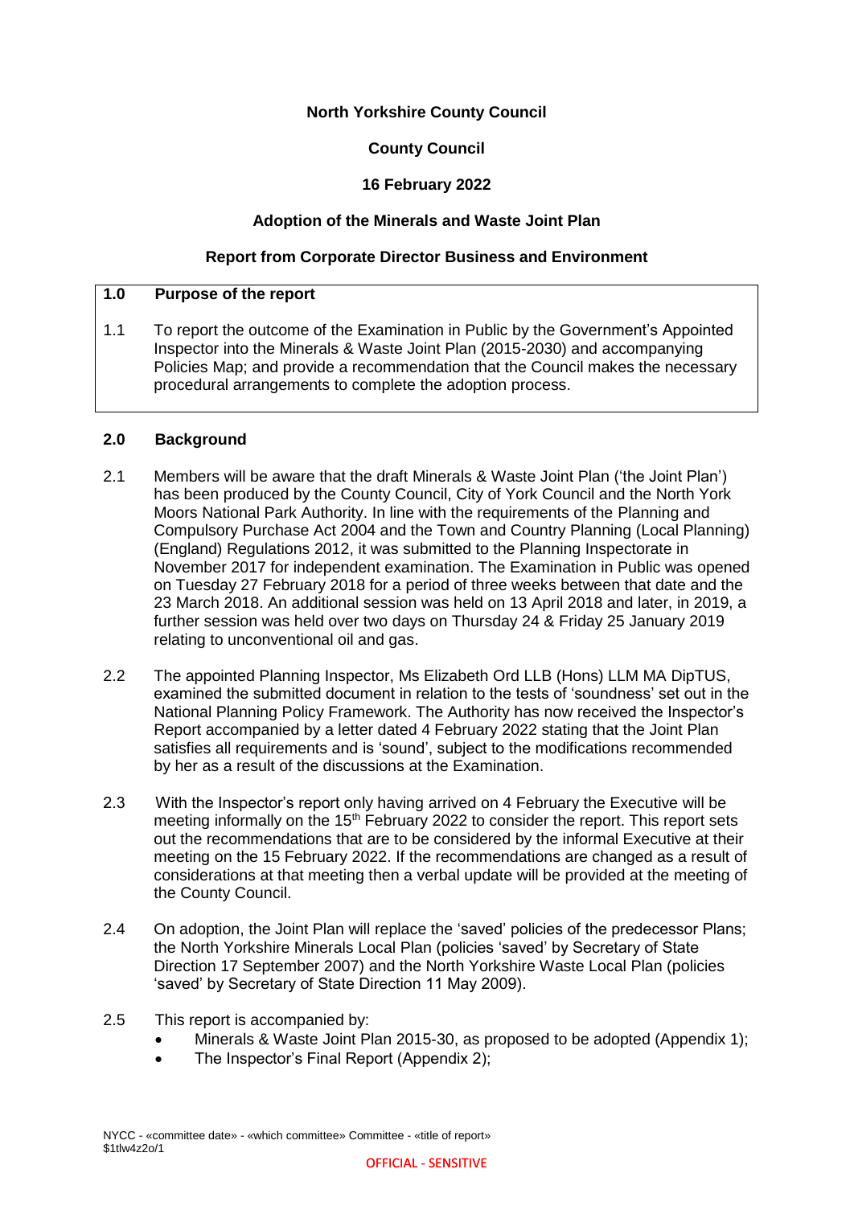**North Yorkshire County Council**

**County Council**

**16 February 2022**

**Adoption of the Minerals and Waste Joint Plan**

**Report from Corporate Director Business and Environment**

## 1.0 Purpose of the report

1.1 To report the outcome of the Examination in Public by the Government's Appointed Inspector into the Minerals & Waste Joint Plan (2015-2030) and accompanying Policies Map; and provide a recommendation that the Council makes the necessary procedural arrangements to complete the adoption process.

## 2.0 Background

2.1 Members will be aware that the draft Minerals & Waste Joint Plan ('the Joint Plan') has been produced by the County Council, City of York Council and the North York Moors National Park Authority. In line with the requirements of the Planning and Compulsory Purchase Act 2004 and the Town and Country Planning (Local Planning) (England) Regulations 2012, it was submitted to the Planning Inspectorate in November 2017 for independent examination. The Examination in Public was opened on Tuesday 27 February 2018 for a period of three weeks between that date and the 23 March 2018. An additional session was held on 13 April 2018 and later, in 2019, a further session was held over two days on Thursday 24 & Friday 25 January 2019 relating to unconventional oil and gas.

2.2 The appointed Planning Inspector, Ms Elizabeth Ord LLB (Hons) LLM MA DipTUS, examined the submitted document in relation to the tests of 'soundness' set out in the National Planning Policy Framework. The Authority has now received the Inspector's Report accompanied by a letter dated 4 February 2022 stating that the Joint Plan satisfies all requirements and is 'sound', subject to the modifications recommended by her as a result of the discussions at the Examination.

2.3 With the Inspector's report only having arrived on 4 February the Executive will be meeting informally on the 15th February 2022 to consider the report. This report sets out the recommendations that are to be considered by the informal Executive at their meeting on the 15 February 2022. If the recommendations are changed as a result of considerations at that meeting then a verbal update will be provided at the meeting of the County Council.

2.4 On adoption, the Joint Plan will replace the 'saved' policies of the predecessor Plans; the North Yorkshire Minerals Local Plan (policies 'saved' by Secretary of State Direction 17 September 2007) and the North Yorkshire Waste Local Plan (policies 'saved' by Secretary of State Direction 11 May 2009).

2.5 This report is accompanied by:

- Minerals & Waste Joint Plan 2015-30, as proposed to be adopted (Appendix 1);
- The Inspector's Final Report (Appendix 2);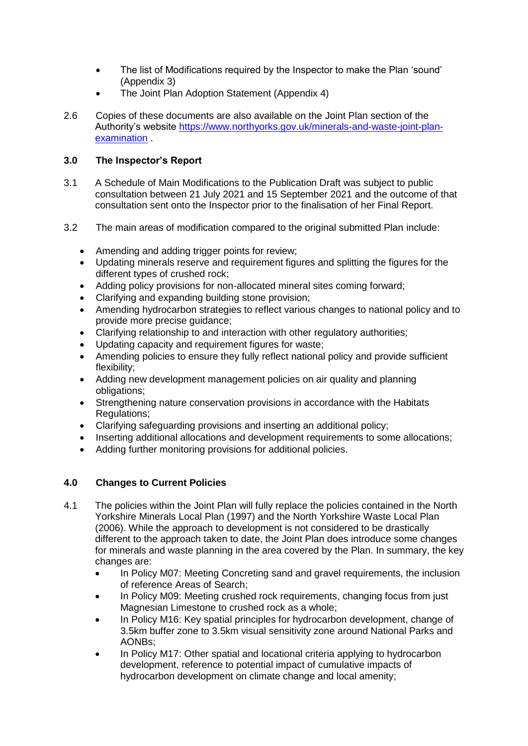- The list of Modifications required by the Inspector to make the Plan 'sound' (Appendix 3)
- The Joint Plan Adoption Statement (Appendix 4)

2.6 Copies of these documents are also available on the Joint Plan section of the Authority's website [https://www.northyorks.gov.uk/minerals-and-waste-joint-plan-examination](https://www.northyorks.gov.uk/minerals-and-waste-joint-plan-examination) .

## 3.0 The Inspector's Report

3.1 A Schedule of Main Modifications to the Publication Draft was subject to public consultation between 21 July 2021 and 15 September 2021 and the outcome of that consultation sent onto the Inspector prior to the finalisation of her Final Report.

3.2 The main areas of modification compared to the original submitted Plan include:

- Amending and adding trigger points for review;
- Updating minerals reserve and requirement figures and splitting the figures for the different types of crushed rock;
- Adding policy provisions for non-allocated mineral sites coming forward;
- Clarifying and expanding building stone provision;
- Amending hydrocarbon strategies to reflect various changes to national policy and to provide more precise guidance;
- Clarifying relationship to and interaction with other regulatory authorities;
- Updating capacity and requirement figures for waste;
- Amending policies to ensure they fully reflect national policy and provide sufficient flexibility;
- Adding new development management policies on air quality and planning obligations;
- Strengthening nature conservation provisions in accordance with the Habitats Regulations;
- Clarifying safeguarding provisions and inserting an additional policy;
- Inserting additional allocations and development requirements to some allocations;
- Adding further monitoring provisions for additional policies.

## 4.0 Changes to Current Policies

4.1 The policies within the Joint Plan will fully replace the policies contained in the North Yorkshire Minerals Local Plan (1997) and the North Yorkshire Waste Local Plan (2006). While the approach to development is not considered to be drastically different to the approach taken to date, the Joint Plan does introduce some changes for minerals and waste planning in the area covered by the Plan. In summary, the key changes are:

- In Policy M07: Meeting Concreting sand and gravel requirements, the inclusion of reference Areas of Search;
- In Policy M09: Meeting crushed rock requirements, changing focus from just Magnesian Limestone to crushed rock as a whole;
- In Policy M16: Key spatial principles for hydrocarbon development, change of 3.5km buffer zone to 3.5km visual sensitivity zone around National Parks and AONBs;
- In Policy M17: Other spatial and locational criteria applying to hydrocarbon development, reference to potential impact of cumulative impacts of hydrocarbon development on climate change and local amenity;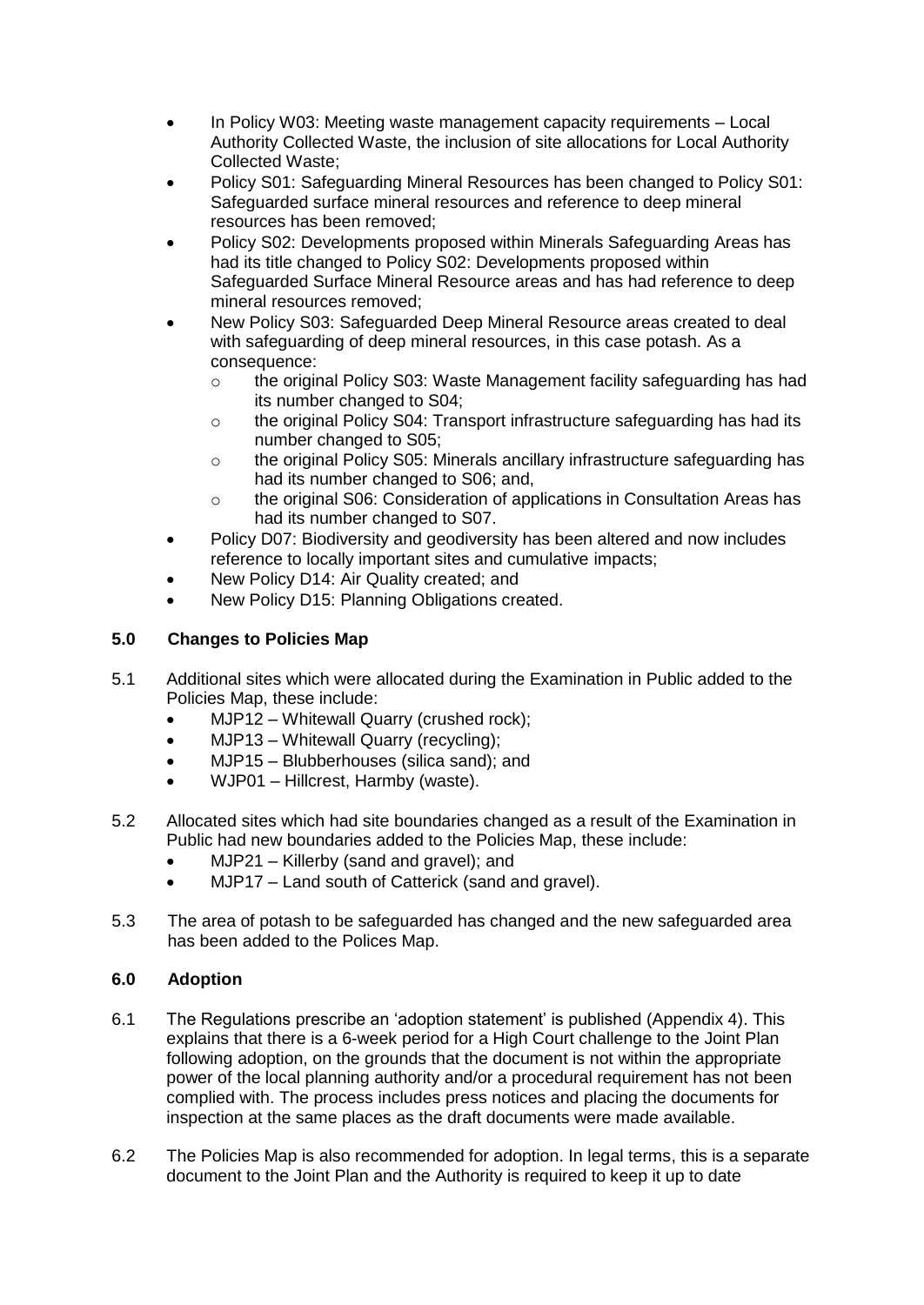- In Policy W03: Meeting waste management capacity requirements – Local Authority Collected Waste, the inclusion of site allocations for Local Authority Collected Waste;
- Policy S01: Safeguarding Mineral Resources has been changed to Policy S01: Safeguarded surface mineral resources and reference to deep mineral resources has been removed;
- Policy S02: Developments proposed within Minerals Safeguarding Areas has had its title changed to Policy S02: Developments proposed within Safeguarded Surface Mineral Resource areas and has had reference to deep mineral resources removed;
- New Policy S03: Safeguarded Deep Mineral Resource areas created to deal with safeguarding of deep mineral resources, in this case potash. As a consequence:
    - the original Policy S03: Waste Management facility safeguarding has had its number changed to S04;
    - the original Policy S04: Transport infrastructure safeguarding has had its number changed to S05;
    - the original Policy S05: Minerals ancillary infrastructure safeguarding has had its number changed to S06; and,
    - the original S06: Consideration of applications in Consultation Areas has had its number changed to S07.
- Policy D07: Biodiversity and geodiversity has been altered and now includes reference to locally important sites and cumulative impacts;
- New Policy D14: Air Quality created; and
- New Policy D15: Planning Obligations created.

## 5.0 Changes to Policies Map

5.1 Additional sites which were allocated during the Examination in Public added to the Policies Map, these include:

- MJP12 – Whitewall Quarry (crushed rock);
- MJP13 – Whitewall Quarry (recycling);
- MJP15 – Blubberhouses (silica sand); and
- WJP01 – Hillcrest, Harmby (waste).

5.2 Allocated sites which had site boundaries changed as a result of the Examination in Public had new boundaries added to the Policies Map, these include:

- MJP21 – Killerby (sand and gravel); and
- MJP17 – Land south of Catterick (sand and gravel).

5.3 The area of potash to be safeguarded has changed and the new safeguarded area has been added to the Polices Map.

## 6.0 Adoption

6.1 The Regulations prescribe an 'adoption statement' is published (Appendix 4). This explains that there is a 6-week period for a High Court challenge to the Joint Plan following adoption, on the grounds that the document is not within the appropriate power of the local planning authority and/or a procedural requirement has not been complied with. The process includes press notices and placing the documents for inspection at the same places as the draft documents were made available.

6.2 The Policies Map is also recommended for adoption. In legal terms, this is a separate document to the Joint Plan and the Authority is required to keep it up to date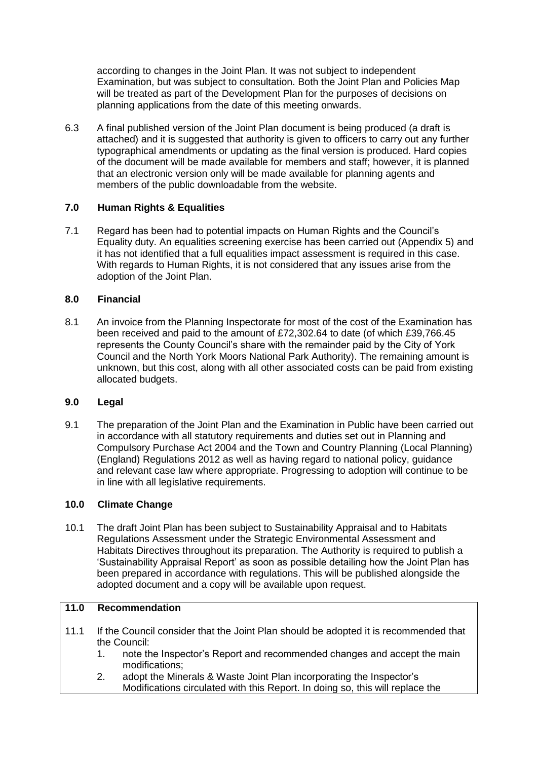according to changes in the Joint Plan. It was not subject to independent Examination, but was subject to consultation. Both the Joint Plan and Policies Map will be treated as part of the Development Plan for the purposes of decisions on planning applications from the date of this meeting onwards.

6.3 A final published version of the Joint Plan document is being produced (a draft is attached) and it is suggested that authority is given to officers to carry out any further typographical amendments or updating as the final version is produced. Hard copies of the document will be made available for members and staff; however, it is planned that an electronic version only will be made available for planning agents and members of the public downloadable from the website.

## 7.0 Human Rights & Equalities

7.1 Regard has been had to potential impacts on Human Rights and the Council's Equality duty. An equalities screening exercise has been carried out (Appendix 5) and it has not identified that a full equalities impact assessment is required in this case. With regards to Human Rights, it is not considered that any issues arise from the adoption of the Joint Plan.

## 8.0 Financial

8.1 An invoice from the Planning Inspectorate for most of the cost of the Examination has been received and paid to the amount of £72,302.64 to date (of which £39,766.45 represents the County Council's share with the remainder paid by the City of York Council and the North York Moors National Park Authority). The remaining amount is unknown, but this cost, along with all other associated costs can be paid from existing allocated budgets.

## 9.0 Legal

9.1 The preparation of the Joint Plan and the Examination in Public have been carried out in accordance with all statutory requirements and duties set out in Planning and Compulsory Purchase Act 2004 and the Town and Country Planning (Local Planning) (England) Regulations 2012 as well as having regard to national policy, guidance and relevant case law where appropriate. Progressing to adoption will continue to be in line with all legislative requirements.

## 10.0 Climate Change

10.1 The draft Joint Plan has been subject to Sustainability Appraisal and to Habitats Regulations Assessment under the Strategic Environmental Assessment and Habitats Directives throughout its preparation. The Authority is required to publish a 'Sustainability Appraisal Report' as soon as possible detailing how the Joint Plan has been prepared in accordance with regulations. This will be published alongside the adopted document and a copy will be available upon request.

## 11.0 Recommendation

11.1 If the Council consider that the Joint Plan should be adopted it is recommended that the Council:

1. note the Inspector's Report and recommended changes and accept the main modifications;
2. adopt the Minerals & Waste Joint Plan incorporating the Inspector's Modifications circulated with this Report. In doing so, this will replace the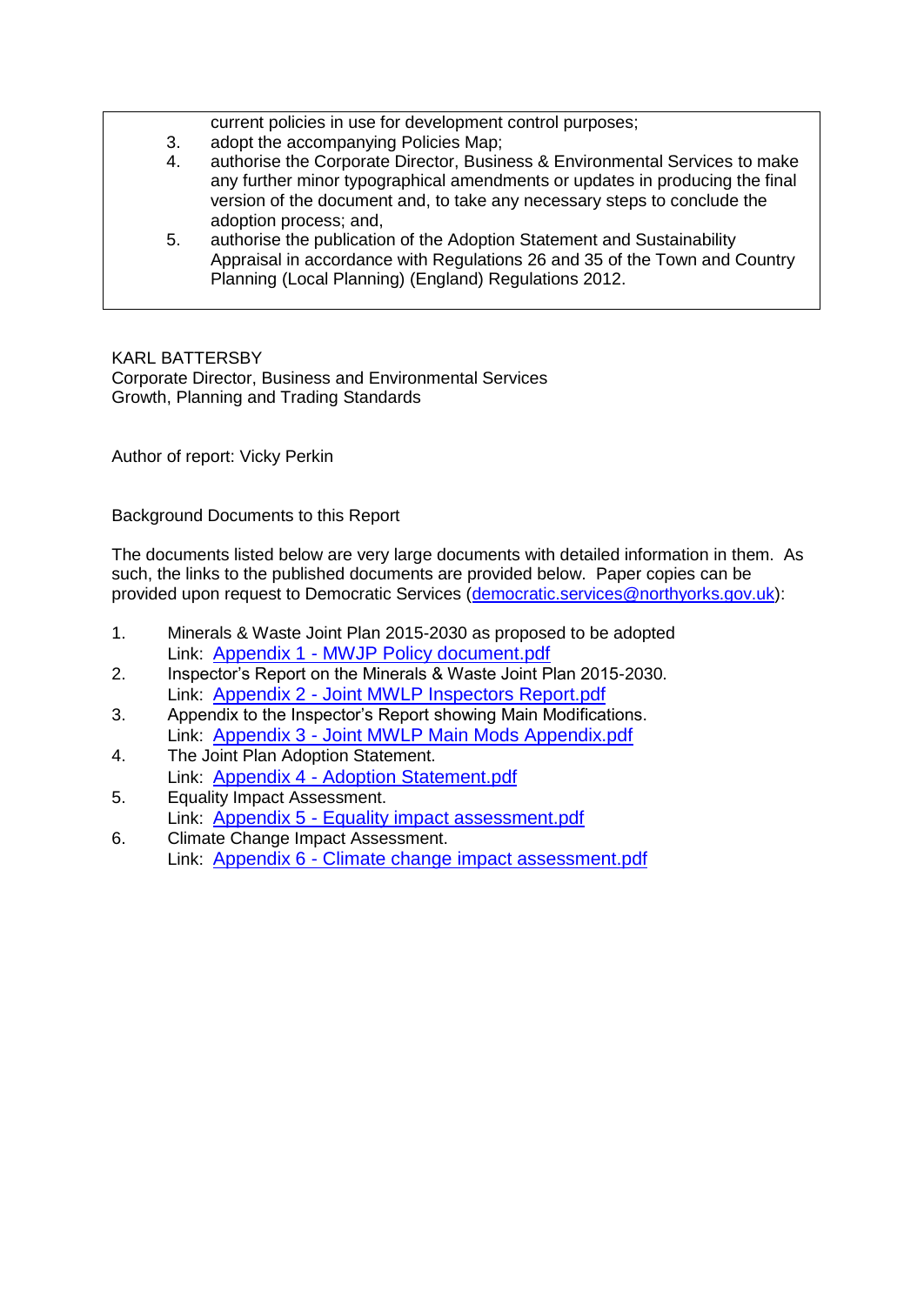current policies in use for development control purposes;

3. adopt the accompanying Policies Map;
4. authorise the Corporate Director, Business & Environmental Services to make any further minor typographical amendments or updates in producing the final version of the document and, to take any necessary steps to conclude the adoption process; and,
5. authorise the publication of the Adoption Statement and Sustainability Appraisal in accordance with Regulations 26 and 35 of the Town and Country Planning (Local Planning) (England) Regulations 2012.

KARL BATTERSBY
Corporate Director, Business and Environmental Services
Growth, Planning and Trading Standards

Author of report: Vicky Perkin

Background Documents to this Report

The documents listed below are very large documents with detailed information in them. As such, the links to the published documents are provided below. Paper copies can be provided upon request to Democratic Services (democratic.services@northyorks.gov.uk):

1. Minerals & Waste Joint Plan 2015-2030 as proposed to be adopted
   Link: Appendix 1 - MWJP Policy document.pdf
2. Inspector's Report on the Minerals & Waste Joint Plan 2015-2030.
   Link: Appendix 2 - Joint MWLP Inspectors Report.pdf
3. Appendix to the Inspector's Report showing Main Modifications.
   Link: Appendix 3 - Joint MWLP Main Mods Appendix.pdf
4. The Joint Plan Adoption Statement.
   Link: Appendix 4 - Adoption Statement.pdf
5. Equality Impact Assessment.
   Link: Appendix 5 - Equality impact assessment.pdf
6. Climate Change Impact Assessment.
   Link: Appendix 6 - Climate change impact assessment.pdf